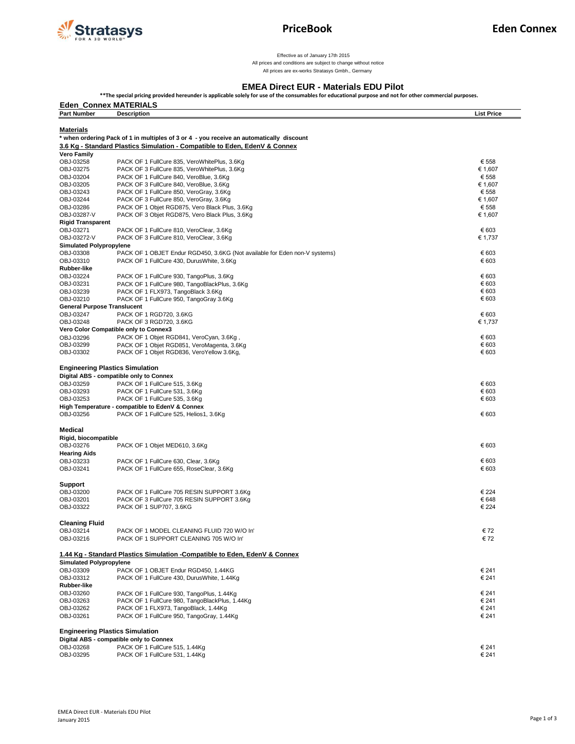# PriceBook

## Eden Connex

Effective as of January 17th 2015
All prices and conditions are subject to change without notice
All prices are ex-works Stratasys Gmbh., Germany

### EMEA Direct EUR - Materials EDU Pilot

**\*\*The special pricing provided hereunder is applicable solely for use of the consumables for educational purpose and not for other commercial purposes.**

**Eden_Connex MATERIALS**

| Part Number | Description | List Price |
|---|---|---|
| **Materials** | | |
| **\* when ordering Pack of 1 in multiples of 3 or 4 - you receive an automatically discount** | | |
| **3.6 Kg - Standard Plastics Simulation - Compatible to Eden, EdenV & Connex** | | |
| **Vero Family** | | |
| OBJ-03258 | PACK OF 1 FullCure 835, VeroWhitePlus, 3.6Kg | € 558 |
| OBJ-03275 | PACK OF 3 FullCure 835, VeroWhitePlus, 3.6Kg | € 1,607 |
| OBJ-03204 | PACK OF 1 FullCure 840, VeroBlue, 3.6Kg | € 558 |
| OBJ-03205 | PACK OF 3 FullCure 840, VeroBlue, 3.6Kg | € 1,607 |
| OBJ-03243 | PACK OF 1 FullCure 850, VeroGray, 3.6Kg | € 558 |
| OBJ-03244 | PACK OF 3 FullCure 850, VeroGray, 3.6Kg | € 1,607 |
| OBJ-03286 | PACK OF 1 Objet RGD875, Vero Black Plus, 3.6Kg | € 558 |
| OBJ-03287-V | PACK OF 3 Objet RGD875, Vero Black Plus, 3.6Kg | € 1,607 |
| **Rigid Transparent** | | |
| OBJ-03271 | PACK OF 1 FullCure 810, VeroClear, 3.6Kg | € 603 |
| OBJ-03272-V | PACK OF 3 FullCure 810, VeroClear, 3.6Kg | € 1,737 |
| **Simulated Polypropylene** | | |
| OBJ-03308 | PACK OF 1 OBJET Endur RGD450, 3.6KG (Not available for Eden non-V systems) | € 603 |
| OBJ-03310 | PACK OF 1 FullCure 430, DurusWhite, 3.6Kg | € 603 |
| **Rubber-like** | | |
| OBJ-03224 | PACK OF 1 FullCure 930, TangoPlus, 3.6Kg | € 603 |
| OBJ-03231 | PACK OF 1 FullCure 980, TangoBlackPlus, 3.6Kg | € 603 |
| OBJ-03239 | PACK OF 1 FLX973, TangoBlack 3.6Kg | € 603 |
| OBJ-03210 | PACK OF 1 FullCure 950, TangoGray 3.6Kg | € 603 |
| **General Purpose Translucent** | | |
| OBJ-03247 | PACK OF 1 RGD720, 3.6KG | € 603 |
| OBJ-03248 | PACK OF 3 RGD720, 3.6KG | € 1,737 |
| **Vero Color Compatible only to Connex3** | | |
| OBJ-03296 | PACK OF 1 Objet RGD841, VeroCyan, 3.6Kg , | € 603 |
| OBJ-03299 | PACK OF 1 Objet RGD851, VeroMagenta, 3.6Kg | € 603 |
| OBJ-03302 | PACK OF 1 Objet RGD836, VeroYellow 3.6Kg, | € 603 |
| **Engineering Plastics Simulation** | | |
| **Digital ABS - compatible only to Connex** | | |
| OBJ-03259 | PACK OF 1 FullCure 515, 3.6Kg | € 603 |
| OBJ-03293 | PACK OF 1 FullCure 531, 3.6Kg | € 603 |
| OBJ-03253 | PACK OF 1 FullCure 535, 3.6Kg | € 603 |
| **High Temperature - compatible to EdenV & Connex** | | |
| OBJ-03256 | PACK OF 1 FullCure 525, Helios1, 3.6Kg | € 603 |
| **Medical** | | |
| **Rigid, biocompatible** | | |
| OBJ-03276 | PACK OF 1 Objet MED610, 3.6Kg | € 603 |
| **Hearing Aids** | | |
| OBJ-03233 | PACK OF 1 FullCure 630, Clear, 3.6Kg | € 603 |
| OBJ-03241 | PACK OF 1 FullCure 655, RoseClear, 3.6Kg | € 603 |
| **Support** | | |
| OBJ-03200 | PACK OF 1 FullCure 705 RESIN SUPPORT 3.6Kg | € 224 |
| OBJ-03201 | PACK OF 3 FullCure 705 RESIN SUPPORT 3.6Kg | € 648 |
| OBJ-03322 | PACK OF 1 SUP707, 3.6KG | € 224 |
| **Cleaning Fluid** | | |
| OBJ-03214 | PACK OF 1 MODEL CLEANING FLUID 720 W/O In' | € 72 |
| OBJ-03216 | PACK OF 1 SUPPORT CLEANING 705 W/O In' | € 72 |
| **1.44 Kg - Standard Plastics Simulation -Compatible to Eden, EdenV & Connex** | | |
| **Simulated Polypropylene** | | |
| OBJ-03309 | PACK OF 1 OBJET Endur RGD450, 1.44KG | € 241 |
| OBJ-03312 | PACK OF 1 FullCure 430, DurusWhite, 1.44Kg | € 241 |
| **Rubber-like** | | |
| OBJ-03260 | PACK OF 1 FullCure 930, TangoPlus, 1.44Kg | € 241 |
| OBJ-03263 | PACK OF 1 FullCure 980, TangoBlackPlus, 1.44Kg | € 241 |
| OBJ-03262 | PACK OF 1 FLX973, TangoBlack, 1.44Kg | € 241 |
| OBJ-03261 | PACK OF 1 FullCure 950, TangoGray, 1.44Kg | € 241 |
| **Engineering Plastics Simulation** | | |
| **Digital ABS - compatible only to Connex** | | |
| OBJ-03268 | PACK OF 1 FullCure 515, 1.44Kg | € 241 |
| OBJ-03295 | PACK OF 1 FullCure 531, 1.44Kg | € 241 |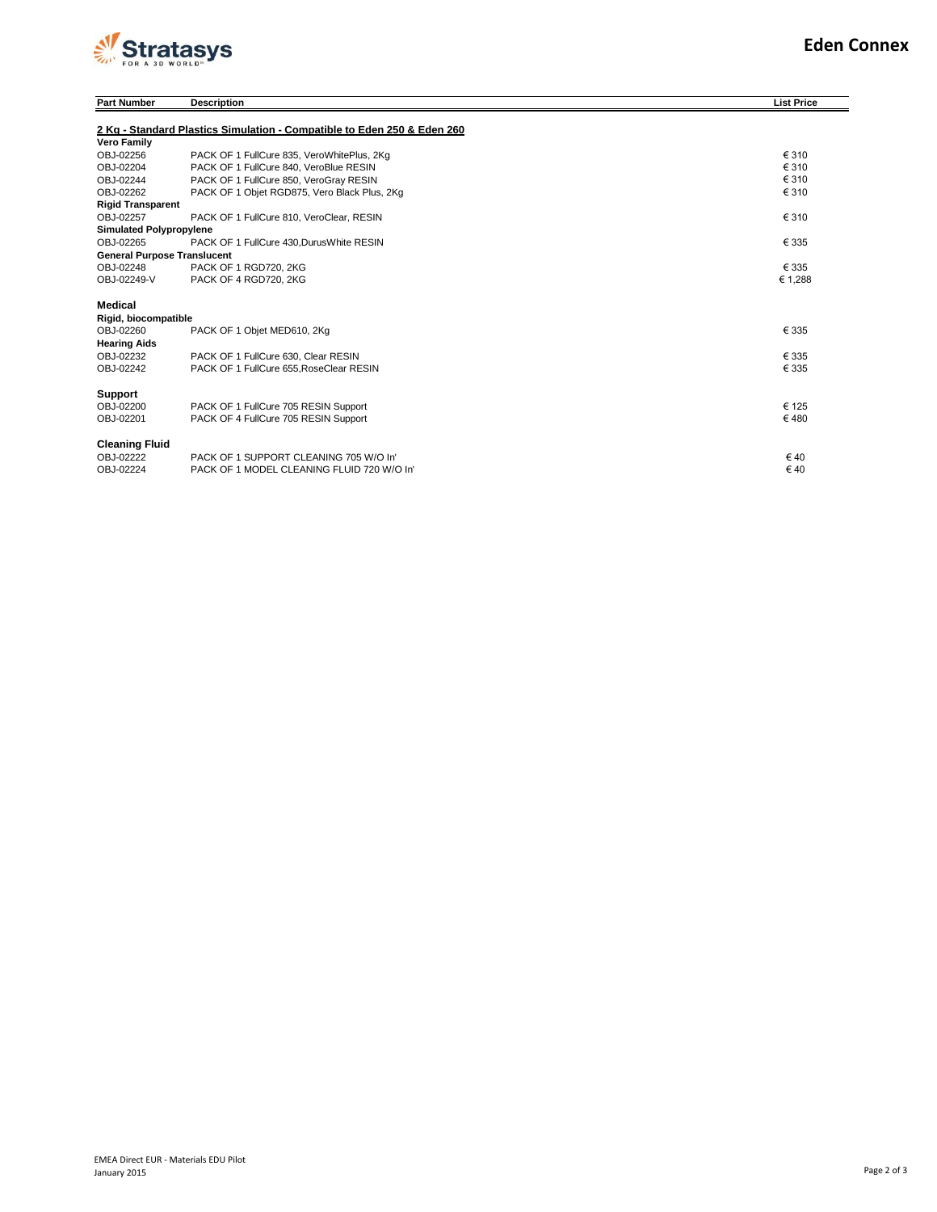# Eden Connex

| Part Number | Description | List Price |
|---|---|---|
| | **2 Kg - Standard Plastics Simulation - Compatible to Eden 250 & Eden 260** | |
| **Vero Family** | | |
| OBJ-02256 | PACK OF 1 FullCure 835, VeroWhitePlus, 2Kg | € 310 |
| OBJ-02204 | PACK OF 1 FullCure 840, VeroBlue RESIN | € 310 |
| OBJ-02244 | PACK OF 1 FullCure 850, VeroGray RESIN | € 310 |
| OBJ-02262 | PACK OF 1 Objet RGD875, Vero Black Plus, 2Kg | € 310 |
| **Rigid Transparent** | | |
| OBJ-02257 | PACK OF 1 FullCure 810, VeroClear, RESIN | € 310 |
| **Simulated Polypropylene** | | |
| OBJ-02265 | PACK OF 1 FullCure 430,DurusWhite RESIN | € 335 |
| **General Purpose Translucent** | | |
| OBJ-02248 | PACK OF 1 RGD720, 2KG | € 335 |
| OBJ-02249-V | PACK OF 4 RGD720, 2KG | € 1,288 |
| **Medical** | | |
| **Rigid, biocompatible** | | |
| OBJ-02260 | PACK OF 1 Objet MED610, 2Kg | € 335 |
| **Hearing Aids** | | |
| OBJ-02232 | PACK OF 1 FullCure 630, Clear RESIN | € 335 |
| OBJ-02242 | PACK OF 1 FullCure 655,RoseClear RESIN | € 335 |
| **Support** | | |
| OBJ-02200 | PACK OF 1 FullCure 705 RESIN Support | € 125 |
| OBJ-02201 | PACK OF 4 FullCure 705 RESIN Support | € 480 |
| **Cleaning Fluid** | | |
| OBJ-02222 | PACK OF 1 SUPPORT CLEANING 705 W/O In' | € 40 |
| OBJ-02224 | PACK OF 1 MODEL CLEANING FLUID 720 W/O In' | € 40 |

EMEA Direct EUR - Materials EDU Pilot
January 2015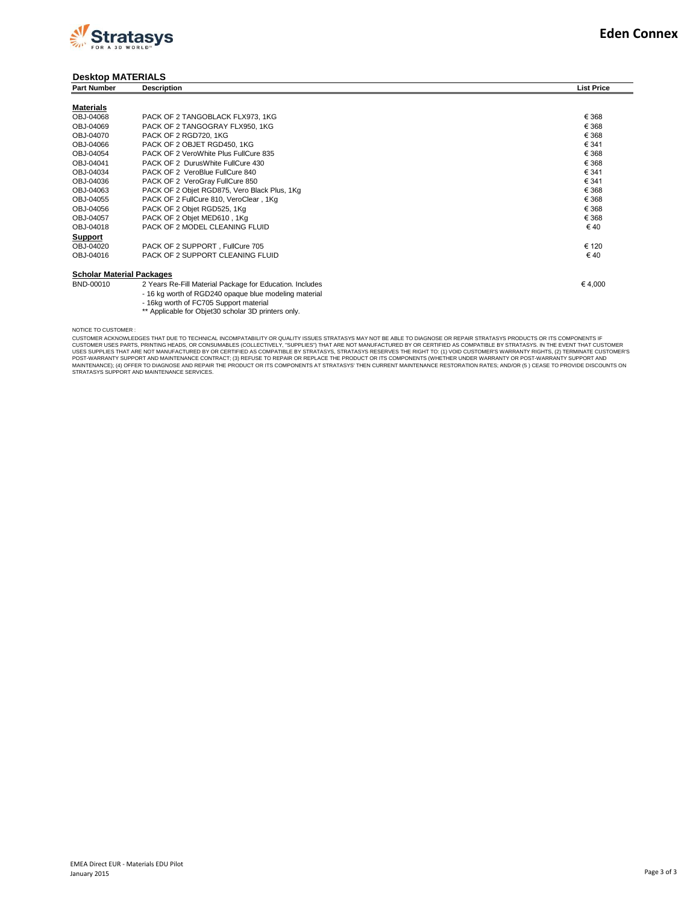# Eden Connex

## Desktop MATERIALS

| Part Number | Description | List Price |
|---|---|---|
| **Materials** | | |
| OBJ-04068 | PACK OF 2 TANGOBLACK FLX973, 1KG | € 368 |
| OBJ-04069 | PACK OF 2 TANGOGRAY FLX950, 1KG | € 368 |
| OBJ-04070 | PACK OF 2 RGD720, 1KG | € 368 |
| OBJ-04066 | PACK OF 2 OBJET RGD450, 1KG | € 341 |
| OBJ-04054 | PACK OF 2 VeroWhite Plus FullCure 835 | € 368 |
| OBJ-04041 | PACK OF 2 DurusWhite FullCure 430 | € 368 |
| OBJ-04034 | PACK OF 2 VeroBlue FullCure 840 | € 341 |
| OBJ-04036 | PACK OF 2 VeroGray FullCure 850 | € 341 |
| OBJ-04063 | PACK OF 2 Objet RGD875, Vero Black Plus, 1Kg | € 368 |
| OBJ-04055 | PACK OF 2 FullCure 810, VeroClear , 1Kg | € 368 |
| OBJ-04056 | PACK OF 2 Objet RGD525, 1Kg | € 368 |
| OBJ-04057 | PACK OF 2 Objet MED610 , 1Kg | € 368 |
| OBJ-04018 | PACK OF 2 MODEL CLEANING FLUID | € 40 |
| **Support** | | |
| OBJ-04020 | PACK OF 2 SUPPORT , FullCure 705 | € 120 |
| OBJ-04016 | PACK OF 2 SUPPORT CLEANING FLUID | € 40 |
| **Scholar Material Packages** | | |
| BND-00010 | 2 Years Re-Fill Material Package for Education. Includes<br>- 16 kg worth of RGD240 opaque blue modeling material<br>- 16kg worth of FC705 Support material<br>** Applicable for Objet30 scholar 3D printers only. | € 4,000 |

NOTICE TO CUSTOMER :

CUSTOMER ACKNOWLEDGES THAT DUE TO TECHNICAL INCOMPATABILITY OR QUALITY ISSUES STRATASYS MAY NOT BE ABLE TO DIAGNOSE OR REPAIR STRATASYS PRODUCTS OR ITS COMPONENTS IF CUSTOMER USES PARTS, PRINTING HEADS, OR CONSUMABLES (COLLECTIVELY, "SUPPLIES") THAT ARE NOT MANUFACTURED BY OR CERTIFIED AS COMPATIBLE BY STRATASYS. IN THE EVENT THAT CUSTOMER USES SUPPLIES THAT ARE NOT MANUFACTURED BY OR CERTIFIED AS COMPATIBLE BY STRATASYS, STRATASYS RESERVES THE RIGHT TO: (1) VOID CUSTOMER'S WARRANTY RIGHTS, (2) TERMINATE CUSTOMER'S POST-WARRANTY SUPPORT AND MAINTENANCE CONTRACT; (3) REFUSE TO REPAIR OR REPLACE THE PRODUCT OR ITS COMPONENTS (WHETHER UNDER WARRANTY OR POST-WARRANTY SUPPORT AND MAINTENANCE); (4) OFFER TO DIAGNOSE AND REPAIR THE PRODUCT OR ITS COMPONENTS AT STRATASYS' THEN CURRENT MAINTENANCE RESTORATION RATES; AND/OR (5 ) CEASE TO PROVIDE DISCOUNTS ON STRATASYS SUPPORT AND MAINTENANCE SERVICES.

EMEA Direct EUR - Materials EDU Pilot
January 2015